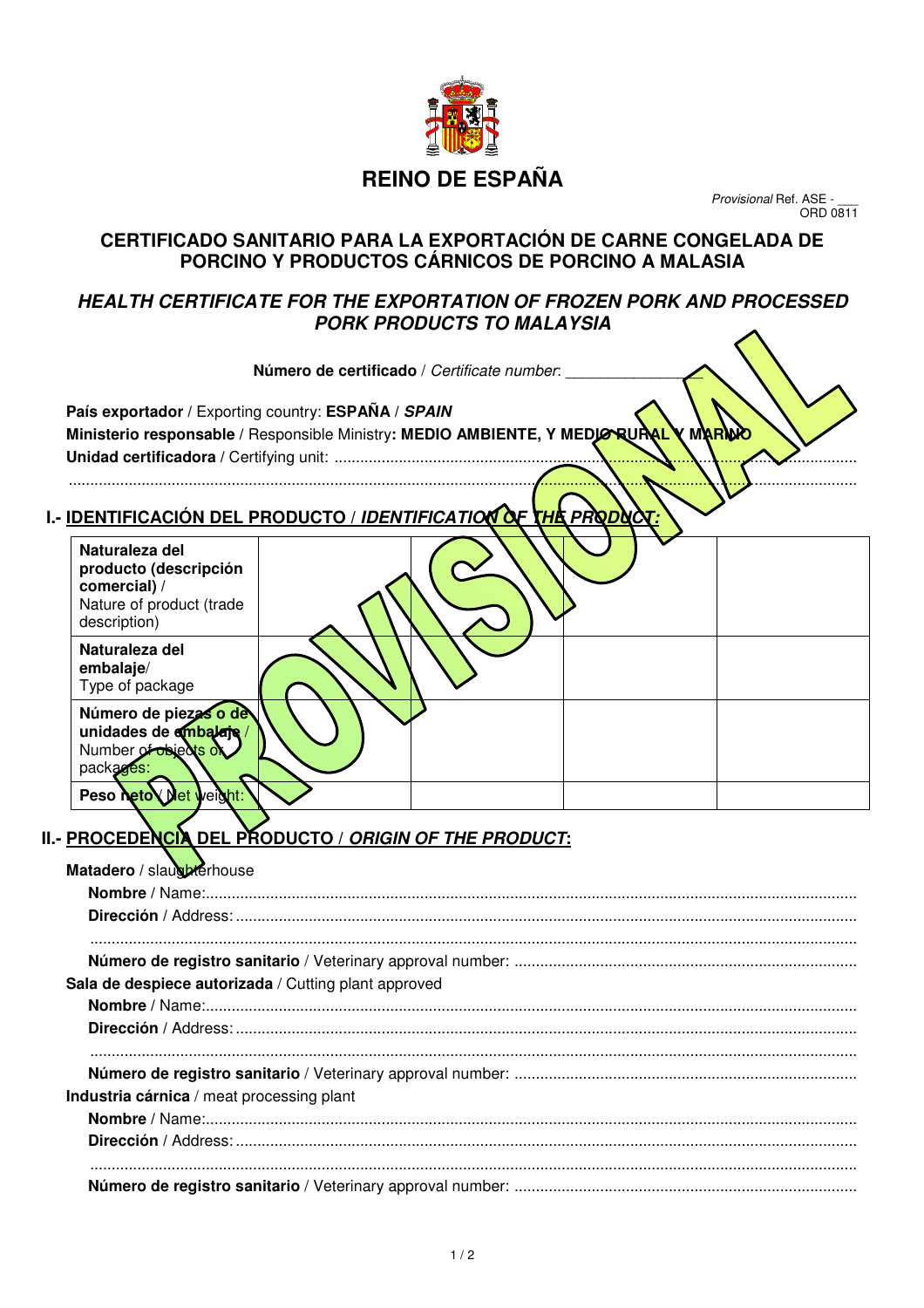# REINO DE ESPAÑA

*Provisional* Ref. ASE - ___
ORD 0811

## CERTIFICADO SANITARIO PARA LA EXPORTACIÓN DE CARNE CONGELADA DE PORCINO Y PRODUCTOS CÁRNICOS DE PORCINO A MALASIA

## *HEALTH CERTIFICATE FOR THE EXPORTATION OF FROZEN PORK AND PROCESSED PORK PRODUCTS TO MALAYSIA*

PROVISIONAL

**Número de certificado** / *Certificate number*: _______________

**País exportador** / Exporting country: **ESPAÑA** / ***SPAIN***

**Ministerio responsable** / Responsible Ministry**: MEDIO AMBIENTE, Y MEDIO RURAL Y MARINO**

**Unidad certificadora** / Certifying unit: ..........................................................................................................

...........................................................................................................................................................................

### I.- IDENTIFICACIÓN DEL PRODUCTO / *IDENTIFICATION OF THE PRODUCT:*

| | | | | |
|---|---|---|---|---|
| **Naturaleza del producto (descripción comercial)** / Nature of product (trade description) | | | | |
| **Naturaleza del embalaje**/ Type of package | | | | |
| **Número de piezas o de unidades de embalaje** / Number of objects or packages: | | | | |
| **Peso neto** / Net weight: | | | | |

### II.- PROCEDENCIA DEL PRODUCTO / *ORIGIN OF THE PRODUCT*:

**Matadero** / slaughterhouse

**Nombre** / Name:....................................................................................................................................

**Dirección** / Address: .............................................................................................................................

...........................................................................................................................................................................

**Número de registro sanitario** / Veterinary approval number: ..............................................................

**Sala de despiece autorizada** / Cutting plant approved

**Nombre** / Name:....................................................................................................................................

**Dirección** / Address: .............................................................................................................................

...........................................................................................................................................................................

**Número de registro sanitario** / Veterinary approval number: ..............................................................

**Industria cárnica** / meat processing plant

**Nombre** / Name:....................................................................................................................................

**Dirección** / Address: .............................................................................................................................

...........................................................................................................................................................................

**Número de registro sanitario** / Veterinary approval number: ..............................................................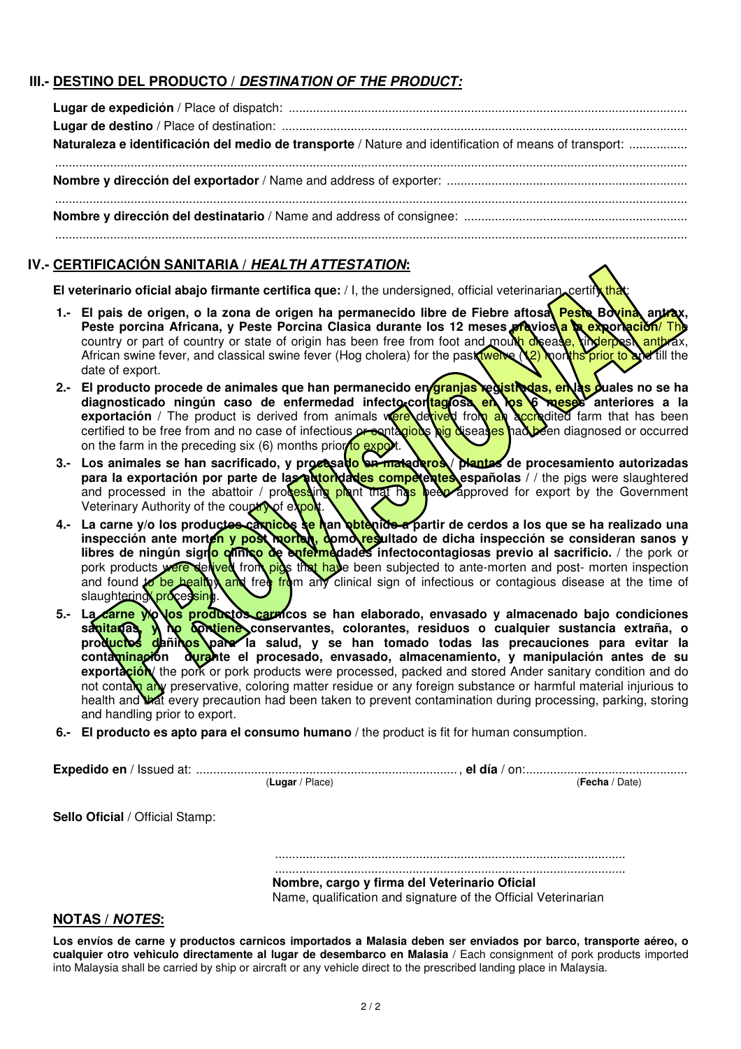## III.- DESTINO DEL PRODUCTO / *DESTINATION OF THE PRODUCT:*

**Lugar de expedición** / Place of dispatch: ...............................................................................................................

**Lugar de destino** / Place of destination: ...................................................................................................................

**Naturaleza e identificación del medio de transporte** / Nature and identification of means of transport: .................

......................................................................................................................................................................................

**Nombre y dirección del exportador** / Name and address of exporter: .....................................................................

......................................................................................................................................................................................

**Nombre y dirección del destinatario** / Name and address of consignee: ................................................................

......................................................................................................................................................................................

## IV.- CERTIFICACIÓN SANITARIA / *HEALTH ATTESTATION*:

**El veterinario oficial abajo firmante certifica que:** / I, the undersigned, official veterinarian, certify that:

1.- **El pais de origen, o la zona de origen ha permanecido libre de Fiebre aftosa, Peste Bovina, antrax, Peste porcina Africana, y Peste Porcina Clasica durante los 12 meses previos a la exportación**/ The country or part of country or state of origin has been free from foot and mouth disease, rinderpest, anthrax, African swine fever, and classical swine fever (Hog cholera) for the past twelve (12) months prior to and till the date of export.

2.- **El producto procede de animales que han permanecido en granjas registradas, en las cuales no se ha diagnosticado ningún caso de enfermedad infecto-contagiosa en los 6 meses anteriores a la exportación** / The product is derived from animals were derived from an accredited farm that has been certified to be free from and no case of infectious or contagious pig diseases had been diagnosed or occurred on the farm in the preceding six (6) months prior to export.

3.- **Los animales se han sacrificado, y procesado en mataderos / plantas de procesamiento autorizadas para la exportación por parte de las autoridades competentes españolas** / / the pigs were slaughtered and processed in the abattoir / processing plant that has been approved for export by the Government Veterinary Authority of the country of export.

4.- **La carne y/o los productos carnicos se han obtenido a partir de cerdos a los que se ha realizado una inspección ante morten y post morten, como resultado de dicha inspección se consideran sanos y libres de ningún signo clínico de enfermedades infectocontagiosas previo al sacrificio.** / the pork or pork products were derived from pigs that have been subjected to ante-morten and post- morten inspection and found to be healthy and free from any clinical sign of infectious or contagious disease at the time of slaughtering/ processing.

5.- **La carne y/o los productos carnicos se han elaborado, envasado y almacenado bajo condiciones sanitarias, y no contiene conservantes, colorantes, residuos o cualquier sustancia extraña, o productos dañinos para la salud, y se han tomado todas las precauciones para evitar la contaminación durante el procesado, envasado, almacenamiento, y manipulación antes de su exportación**/ the pork or pork products were processed, packed and stored Ander sanitary condition and do not contain any preservative, coloring matter residue or any foreign substance or harmful material injurious to health and that every precaution had been taken to prevent contamination during processing, parking, storing and handling prior to export.

6.- **El producto es apto para el consumo humano** / the product is fit for human consumption.

**Expedido en** / Issued at: ............................................................................ , **el día** / on:...............................................

(**Lugar** / Place) (**Fecha** / Date)

**Sello Oficial** / Official Stamp:

.....................................................................................................

.....................................................................................................

**Nombre, cargo y firma del Veterinario Oficial**
Name, qualification and signature of the Official Veterinarian

### NOTAS / *NOTES*:

**Los envíos de carne y productos carnicos importados a Malasia deben ser enviados por barco, transporte aéreo, o cualquier otro vehiculo directamente al lugar de desembarco en Malasia** / Each consignment of pork products imported into Malaysia shall be carried by ship or aircraft or any vehicle direct to the prescribed landing place in Malaysia.